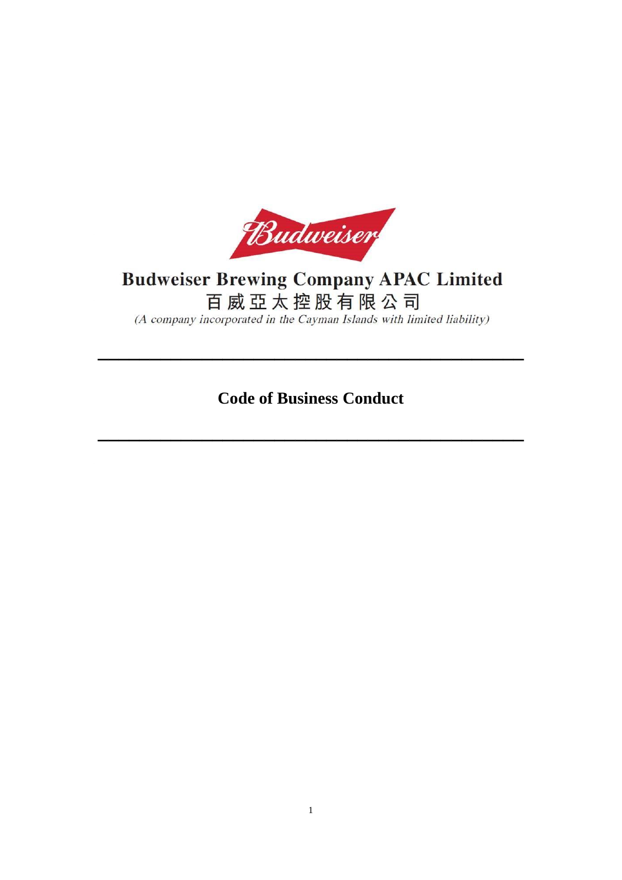**Budweiser Brewing Company APAC Limited**

**百威亞太控股有限公司**

*(A company incorporated in the Cayman Islands with limited liability)*

---

# Code of Business Conduct

---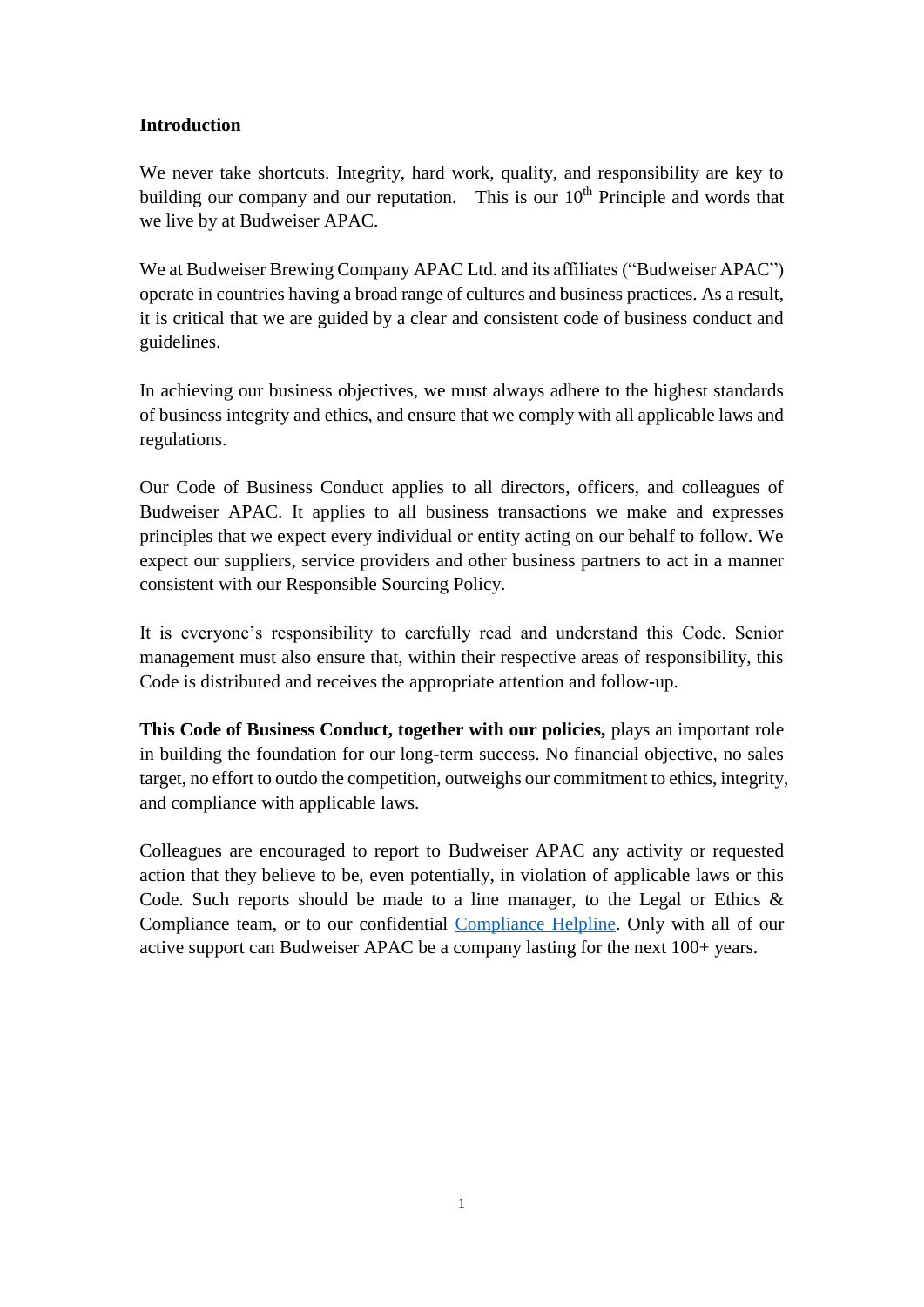## Introduction

We never take shortcuts. Integrity, hard work, quality, and responsibility are key to building our company and our reputation. This is our 10th Principle and words that we live by at Budweiser APAC.

We at Budweiser Brewing Company APAC Ltd. and its affiliates ("Budweiser APAC") operate in countries having a broad range of cultures and business practices. As a result, it is critical that we are guided by a clear and consistent code of business conduct and guidelines.

In achieving our business objectives, we must always adhere to the highest standards of business integrity and ethics, and ensure that we comply with all applicable laws and regulations.

Our Code of Business Conduct applies to all directors, officers, and colleagues of Budweiser APAC. It applies to all business transactions we make and expresses principles that we expect every individual or entity acting on our behalf to follow. We expect our suppliers, service providers and other business partners to act in a manner consistent with our Responsible Sourcing Policy.

It is everyone's responsibility to carefully read and understand this Code. Senior management must also ensure that, within their respective areas of responsibility, this Code is distributed and receives the appropriate attention and follow-up.

**This Code of Business Conduct, together with our policies,** plays an important role in building the foundation for our long-term success. No financial objective, no sales target, no effort to outdo the competition, outweighs our commitment to ethics, integrity, and compliance with applicable laws.

Colleagues are encouraged to report to Budweiser APAC any activity or requested action that they believe to be, even potentially, in violation of applicable laws or this Code. Such reports should be made to a line manager, to the Legal or Ethics & Compliance team, or to our confidential Compliance Helpline. Only with all of our active support can Budweiser APAC be a company lasting for the next 100+ years.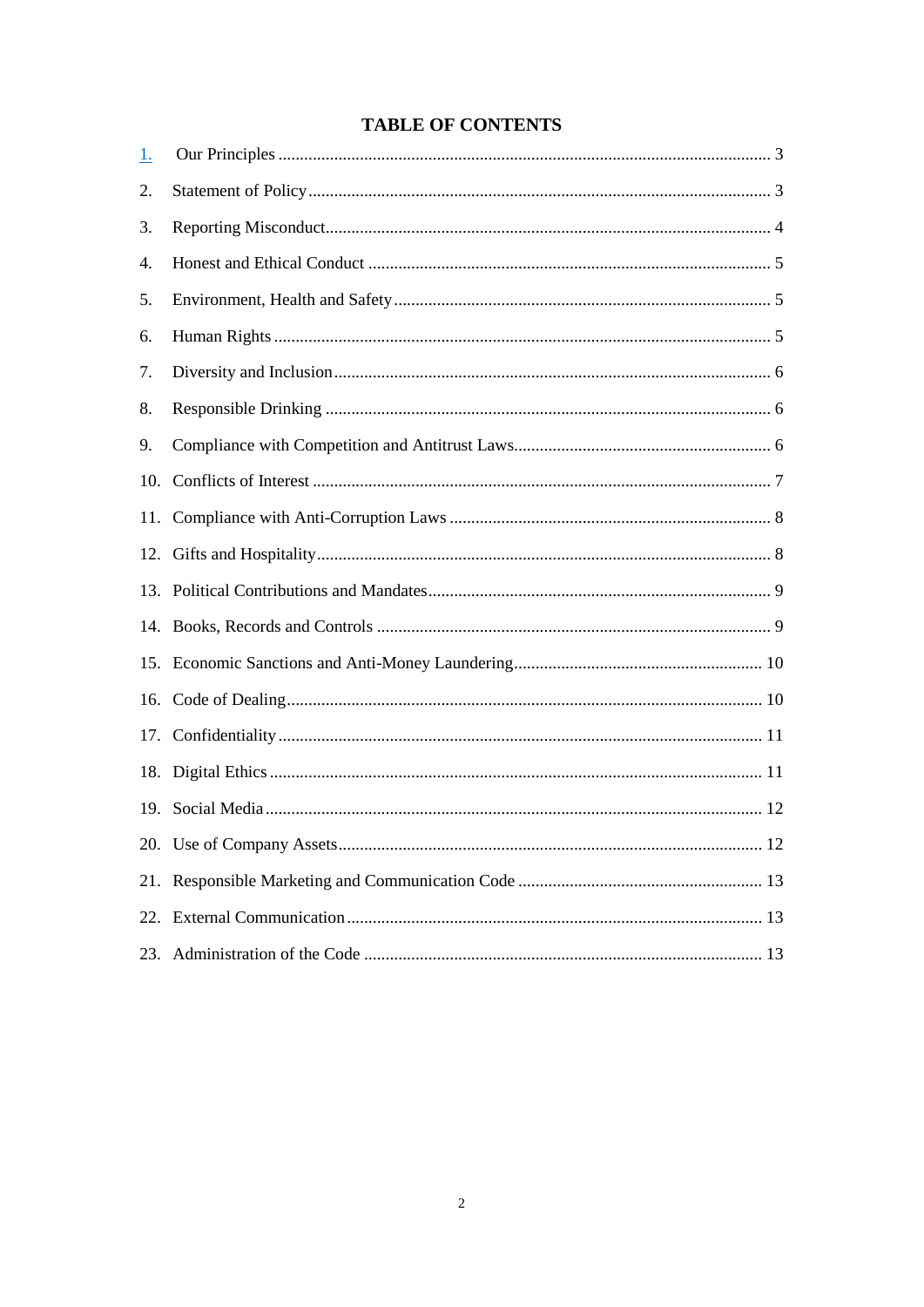# TABLE OF CONTENTS

1. Our Principles ... 3
2. Statement of Policy ... 3
3. Reporting Misconduct ... 4
4. Honest and Ethical Conduct ... 5
5. Environment, Health and Safety ... 5
6. Human Rights ... 5
7. Diversity and Inclusion ... 6
8. Responsible Drinking ... 6
9. Compliance with Competition and Antitrust Laws ... 6
10. Conflicts of Interest ... 7
11. Compliance with Anti-Corruption Laws ... 8
12. Gifts and Hospitality ... 8
13. Political Contributions and Mandates ... 9
14. Books, Records and Controls ... 9
15. Economic Sanctions and Anti-Money Laundering ... 10
16. Code of Dealing ... 10
17. Confidentiality ... 11
18. Digital Ethics ... 11
19. Social Media ... 12
20. Use of Company Assets ... 12
21. Responsible Marketing and Communication Code ... 13
22. External Communication ... 13
23. Administration of the Code ... 13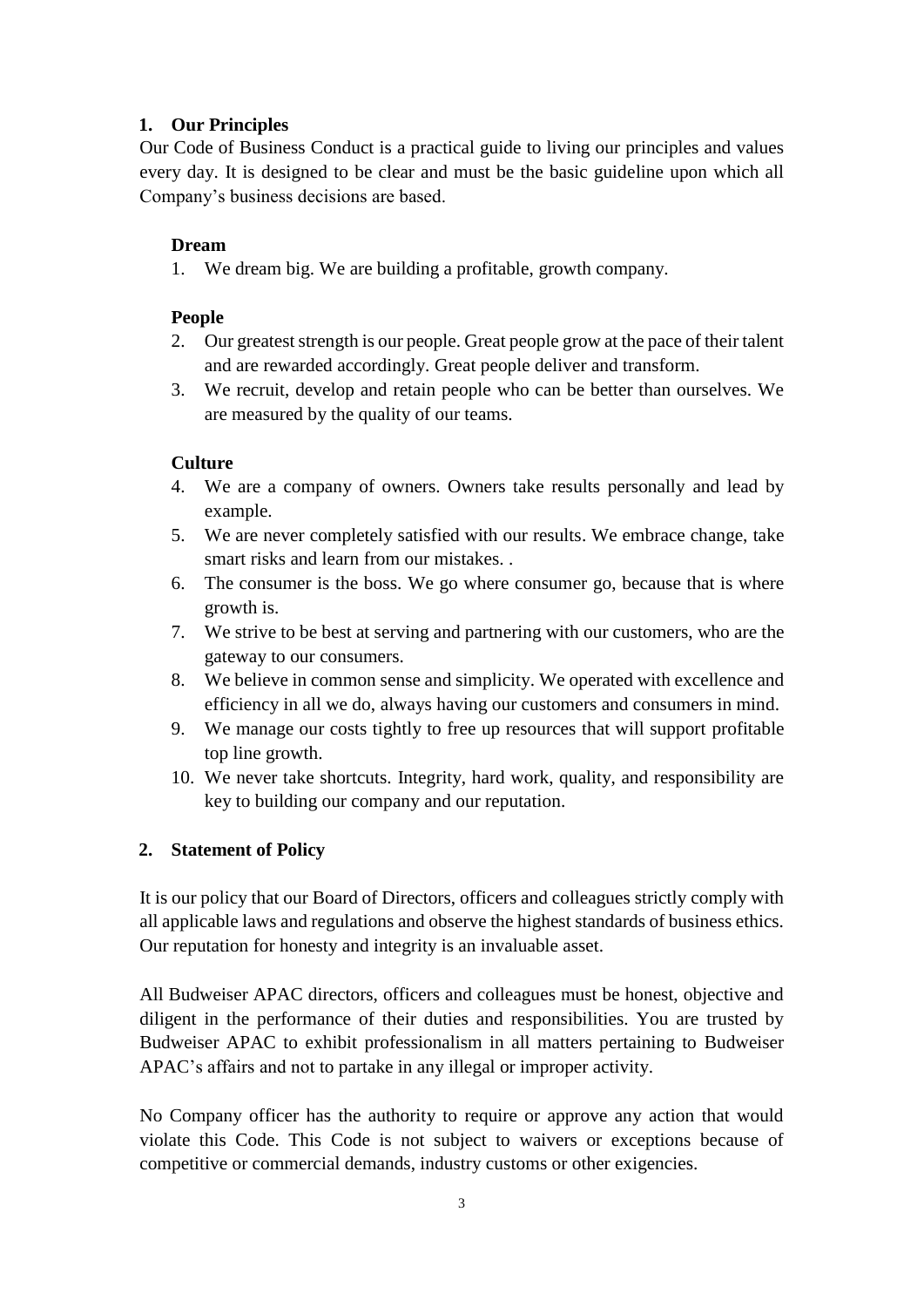## 1. Our Principles

Our Code of Business Conduct is a practical guide to living our principles and values every day. It is designed to be clear and must be the basic guideline upon which all Company's business decisions are based.

### Dream

1. We dream big. We are building a profitable, growth company.

### People

2. Our greatest strength is our people. Great people grow at the pace of their talent and are rewarded accordingly. Great people deliver and transform.
3. We recruit, develop and retain people who can be better than ourselves. We are measured by the quality of our teams.

### Culture

4. We are a company of owners. Owners take results personally and lead by example.
5. We are never completely satisfied with our results. We embrace change, take smart risks and learn from our mistakes. .
6. The consumer is the boss. We go where consumer go, because that is where growth is.
7. We strive to be best at serving and partnering with our customers, who are the gateway to our consumers.
8. We believe in common sense and simplicity. We operated with excellence and efficiency in all we do, always having our customers and consumers in mind.
9. We manage our costs tightly to free up resources that will support profitable top line growth.
10. We never take shortcuts. Integrity, hard work, quality, and responsibility are key to building our company and our reputation.

## 2. Statement of Policy

It is our policy that our Board of Directors, officers and colleagues strictly comply with all applicable laws and regulations and observe the highest standards of business ethics. Our reputation for honesty and integrity is an invaluable asset.

All Budweiser APAC directors, officers and colleagues must be honest, objective and diligent in the performance of their duties and responsibilities. You are trusted by Budweiser APAC to exhibit professionalism in all matters pertaining to Budweiser APAC's affairs and not to partake in any illegal or improper activity.

No Company officer has the authority to require or approve any action that would violate this Code. This Code is not subject to waivers or exceptions because of competitive or commercial demands, industry customs or other exigencies.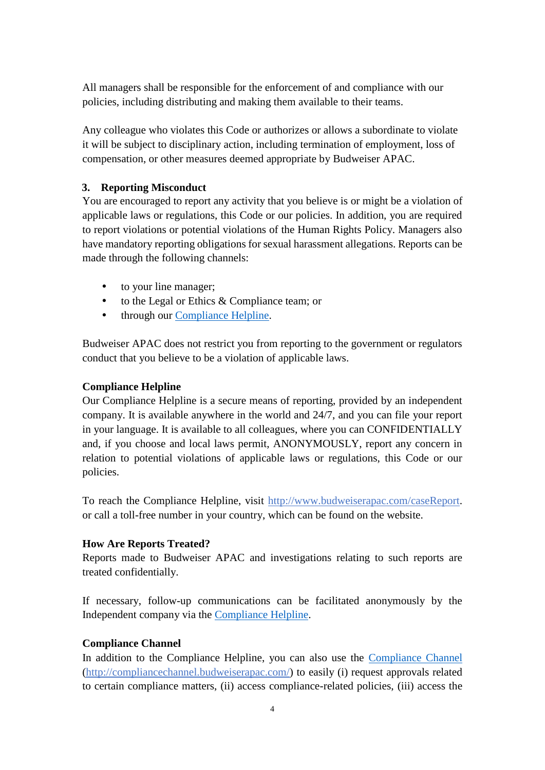All managers shall be responsible for the enforcement of and compliance with our policies, including distributing and making them available to their teams.

Any colleague who violates this Code or authorizes or allows a subordinate to violate it will be subject to disciplinary action, including termination of employment, loss of compensation, or other measures deemed appropriate by Budweiser APAC.

## 3. Reporting Misconduct

You are encouraged to report any activity that you believe is or might be a violation of applicable laws or regulations, this Code or our policies. In addition, you are required to report violations or potential violations of the Human Rights Policy. Managers also have mandatory reporting obligations for sexual harassment allegations. Reports can be made through the following channels:

- to your line manager;
- to the Legal or Ethics & Compliance team; or
- through our [Compliance Helpline](http://www.budweiserapac.com/caseReport).

Budweiser APAC does not restrict you from reporting to the government or regulators conduct that you believe to be a violation of applicable laws.

### Compliance Helpline

Our Compliance Helpline is a secure means of reporting, provided by an independent company. It is available anywhere in the world and 24/7, and you can file your report in your language. It is available to all colleagues, where you can CONFIDENTIALLY and, if you choose and local laws permit, ANONYMOUSLY, report any concern in relation to potential violations of applicable laws or regulations, this Code or our policies.

To reach the Compliance Helpline, visit [http://www.budweiserapac.com/caseReport](http://www.budweiserapac.com/caseReport). or call a toll-free number in your country, which can be found on the website.

### How Are Reports Treated?

Reports made to Budweiser APAC and investigations relating to such reports are treated confidentially.

If necessary, follow-up communications can be facilitated anonymously by the Independent company via the [Compliance Helpline](http://www.budweiserapac.com/caseReport).

### Compliance Channel

In addition to the Compliance Helpline, you can also use the [Compliance Channel](http://compliancechannel.budweiserapac.com/) ([http://compliancechannel.budweiserapac.com/](http://compliancechannel.budweiserapac.com/)) to easily (i) request approvals related to certain compliance matters, (ii) access compliance-related policies, (iii) access the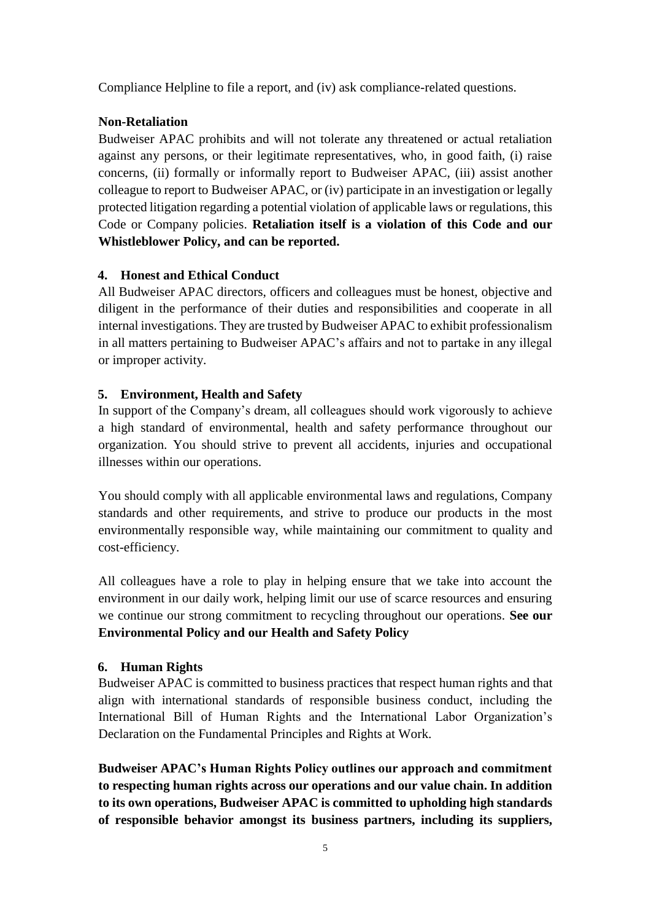Compliance Helpline to file a report, and (iv) ask compliance-related questions.

**Non-Retaliation**

Budweiser APAC prohibits and will not tolerate any threatened or actual retaliation against any persons, or their legitimate representatives, who, in good faith, (i) raise concerns, (ii) formally or informally report to Budweiser APAC, (iii) assist another colleague to report to Budweiser APAC, or (iv) participate in an investigation or legally protected litigation regarding a potential violation of applicable laws or regulations, this Code or Company policies. **Retaliation itself is a violation of this Code and our Whistleblower Policy, and can be reported.**

## 4. Honest and Ethical Conduct

All Budweiser APAC directors, officers and colleagues must be honest, objective and diligent in the performance of their duties and responsibilities and cooperate in all internal investigations. They are trusted by Budweiser APAC to exhibit professionalism in all matters pertaining to Budweiser APAC's affairs and not to partake in any illegal or improper activity.

## 5. Environment, Health and Safety

In support of the Company's dream, all colleagues should work vigorously to achieve a high standard of environmental, health and safety performance throughout our organization. You should strive to prevent all accidents, injuries and occupational illnesses within our operations.

You should comply with all applicable environmental laws and regulations, Company standards and other requirements, and strive to produce our products in the most environmentally responsible way, while maintaining our commitment to quality and cost-efficiency.

All colleagues have a role to play in helping ensure that we take into account the environment in our daily work, helping limit our use of scarce resources and ensuring we continue our strong commitment to recycling throughout our operations. **See our Environmental Policy and our Health and Safety Policy**

## 6. Human Rights

Budweiser APAC is committed to business practices that respect human rights and that align with international standards of responsible business conduct, including the International Bill of Human Rights and the International Labor Organization's Declaration on the Fundamental Principles and Rights at Work.

**Budweiser APAC's Human Rights Policy outlines our approach and commitment to respecting human rights across our operations and our value chain. In addition to its own operations, Budweiser APAC is committed to upholding high standards of responsible behavior amongst its business partners, including its suppliers,**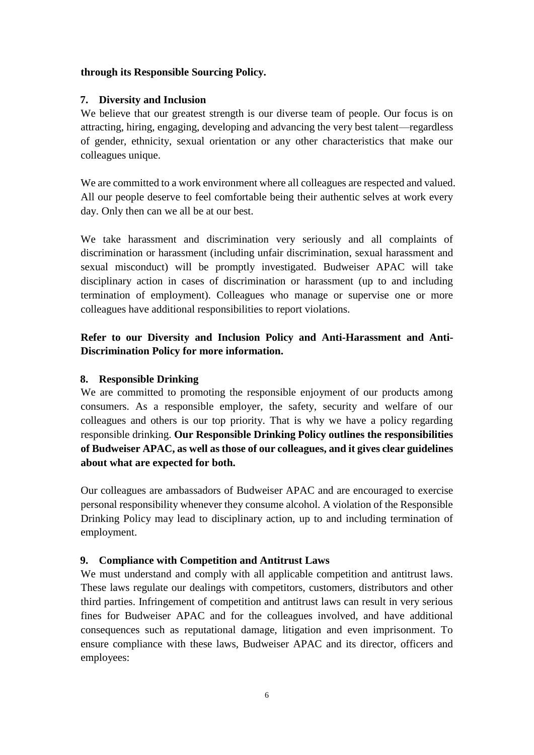**through its Responsible Sourcing Policy.**

## 7. Diversity and Inclusion

We believe that our greatest strength is our diverse team of people. Our focus is on attracting, hiring, engaging, developing and advancing the very best talent—regardless of gender, ethnicity, sexual orientation or any other characteristics that make our colleagues unique.

We are committed to a work environment where all colleagues are respected and valued. All our people deserve to feel comfortable being their authentic selves at work every day. Only then can we all be at our best.

We take harassment and discrimination very seriously and all complaints of discrimination or harassment (including unfair discrimination, sexual harassment and sexual misconduct) will be promptly investigated. Budweiser APAC will take disciplinary action in cases of discrimination or harassment (up to and including termination of employment). Colleagues who manage or supervise one or more colleagues have additional responsibilities to report violations.

**Refer to our Diversity and Inclusion Policy and Anti-Harassment and Anti-Discrimination Policy for more information.**

## 8. Responsible Drinking

We are committed to promoting the responsible enjoyment of our products among consumers. As a responsible employer, the safety, security and welfare of our colleagues and others is our top priority. That is why we have a policy regarding responsible drinking. **Our Responsible Drinking Policy outlines the responsibilities of Budweiser APAC, as well as those of our colleagues, and it gives clear guidelines about what are expected for both.**

Our colleagues are ambassadors of Budweiser APAC and are encouraged to exercise personal responsibility whenever they consume alcohol. A violation of the Responsible Drinking Policy may lead to disciplinary action, up to and including termination of employment.

## 9. Compliance with Competition and Antitrust Laws

We must understand and comply with all applicable competition and antitrust laws. These laws regulate our dealings with competitors, customers, distributors and other third parties. Infringement of competition and antitrust laws can result in very serious fines for Budweiser APAC and for the colleagues involved, and have additional consequences such as reputational damage, litigation and even imprisonment. To ensure compliance with these laws, Budweiser APAC and its director, officers and employees: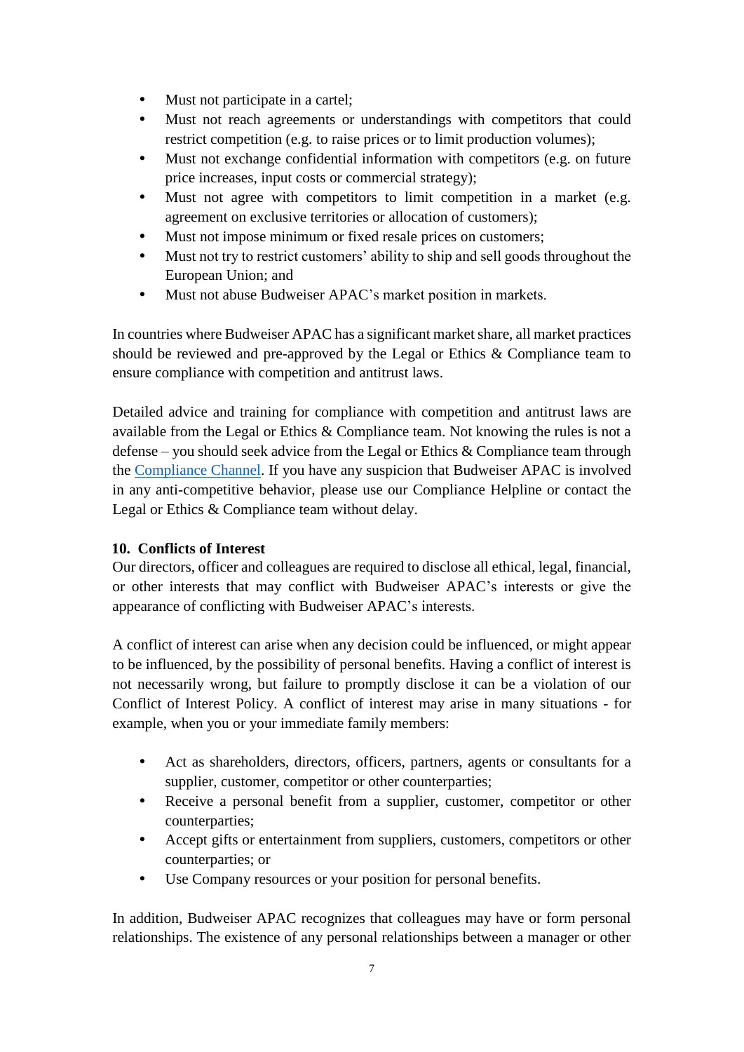- Must not participate in a cartel;
- Must not reach agreements or understandings with competitors that could restrict competition (e.g. to raise prices or to limit production volumes);
- Must not exchange confidential information with competitors (e.g. on future price increases, input costs or commercial strategy);
- Must not agree with competitors to limit competition in a market (e.g. agreement on exclusive territories or allocation of customers);
- Must not impose minimum or fixed resale prices on customers;
- Must not try to restrict customers' ability to ship and sell goods throughout the European Union; and
- Must not abuse Budweiser APAC's market position in markets.

In countries where Budweiser APAC has a significant market share, all market practices should be reviewed and pre-approved by the Legal or Ethics & Compliance team to ensure compliance with competition and antitrust laws.

Detailed advice and training for compliance with competition and antitrust laws are available from the Legal or Ethics & Compliance team. Not knowing the rules is not a defense – you should seek advice from the Legal or Ethics & Compliance team through the Compliance Channel. If you have any suspicion that Budweiser APAC is involved in any anti-competitive behavior, please use our Compliance Helpline or contact the Legal or Ethics & Compliance team without delay.

**10. Conflicts of Interest**

Our directors, officer and colleagues are required to disclose all ethical, legal, financial, or other interests that may conflict with Budweiser APAC's interests or give the appearance of conflicting with Budweiser APAC's interests.

A conflict of interest can arise when any decision could be influenced, or might appear to be influenced, by the possibility of personal benefits. Having a conflict of interest is not necessarily wrong, but failure to promptly disclose it can be a violation of our Conflict of Interest Policy. A conflict of interest may arise in many situations - for example, when you or your immediate family members:

- Act as shareholders, directors, officers, partners, agents or consultants for a supplier, customer, competitor or other counterparties;
- Receive a personal benefit from a supplier, customer, competitor or other counterparties;
- Accept gifts or entertainment from suppliers, customers, competitors or other counterparties; or
- Use Company resources or your position for personal benefits.

In addition, Budweiser APAC recognizes that colleagues may have or form personal relationships. The existence of any personal relationships between a manager or other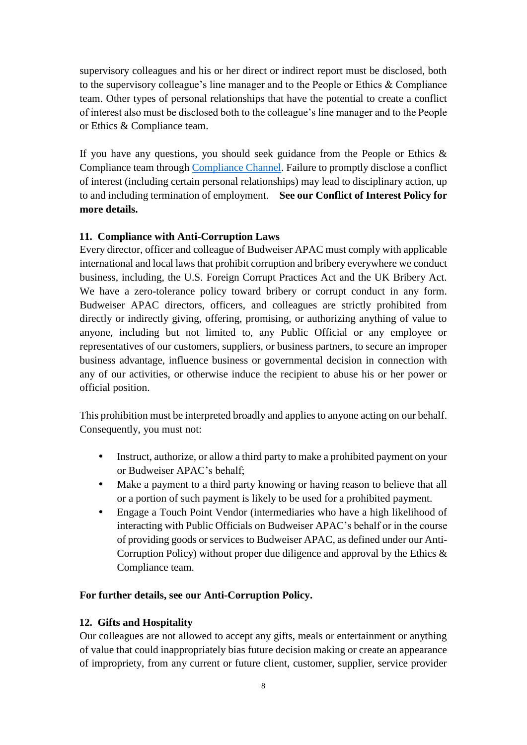supervisory colleagues and his or her direct or indirect report must be disclosed, both to the supervisory colleague's line manager and to the People or Ethics & Compliance team. Other types of personal relationships that have the potential to create a conflict of interest also must be disclosed both to the colleague's line manager and to the People or Ethics & Compliance team.

If you have any questions, you should seek guidance from the People or Ethics & Compliance team through Compliance Channel. Failure to promptly disclose a conflict of interest (including certain personal relationships) may lead to disciplinary action, up to and including termination of employment. **See our Conflict of Interest Policy for more details.**

### 11. Compliance with Anti-Corruption Laws

Every director, officer and colleague of Budweiser APAC must comply with applicable international and local laws that prohibit corruption and bribery everywhere we conduct business, including, the U.S. Foreign Corrupt Practices Act and the UK Bribery Act. We have a zero-tolerance policy toward bribery or corrupt conduct in any form. Budweiser APAC directors, officers, and colleagues are strictly prohibited from directly or indirectly giving, offering, promising, or authorizing anything of value to anyone, including but not limited to, any Public Official or any employee or representatives of our customers, suppliers, or business partners, to secure an improper business advantage, influence business or governmental decision in connection with any of our activities, or otherwise induce the recipient to abuse his or her power or official position.

This prohibition must be interpreted broadly and applies to anyone acting on our behalf. Consequently, you must not:

- Instruct, authorize, or allow a third party to make a prohibited payment on your or Budweiser APAC's behalf;
- Make a payment to a third party knowing or having reason to believe that all or a portion of such payment is likely to be used for a prohibited payment.
- Engage a Touch Point Vendor (intermediaries who have a high likelihood of interacting with Public Officials on Budweiser APAC's behalf or in the course of providing goods or services to Budweiser APAC, as defined under our Anti-Corruption Policy) without proper due diligence and approval by the Ethics & Compliance team.

**For further details, see our Anti-Corruption Policy.**

### 12. Gifts and Hospitality

Our colleagues are not allowed to accept any gifts, meals or entertainment or anything of value that could inappropriately bias future decision making or create an appearance of impropriety, from any current or future client, customer, supplier, service provider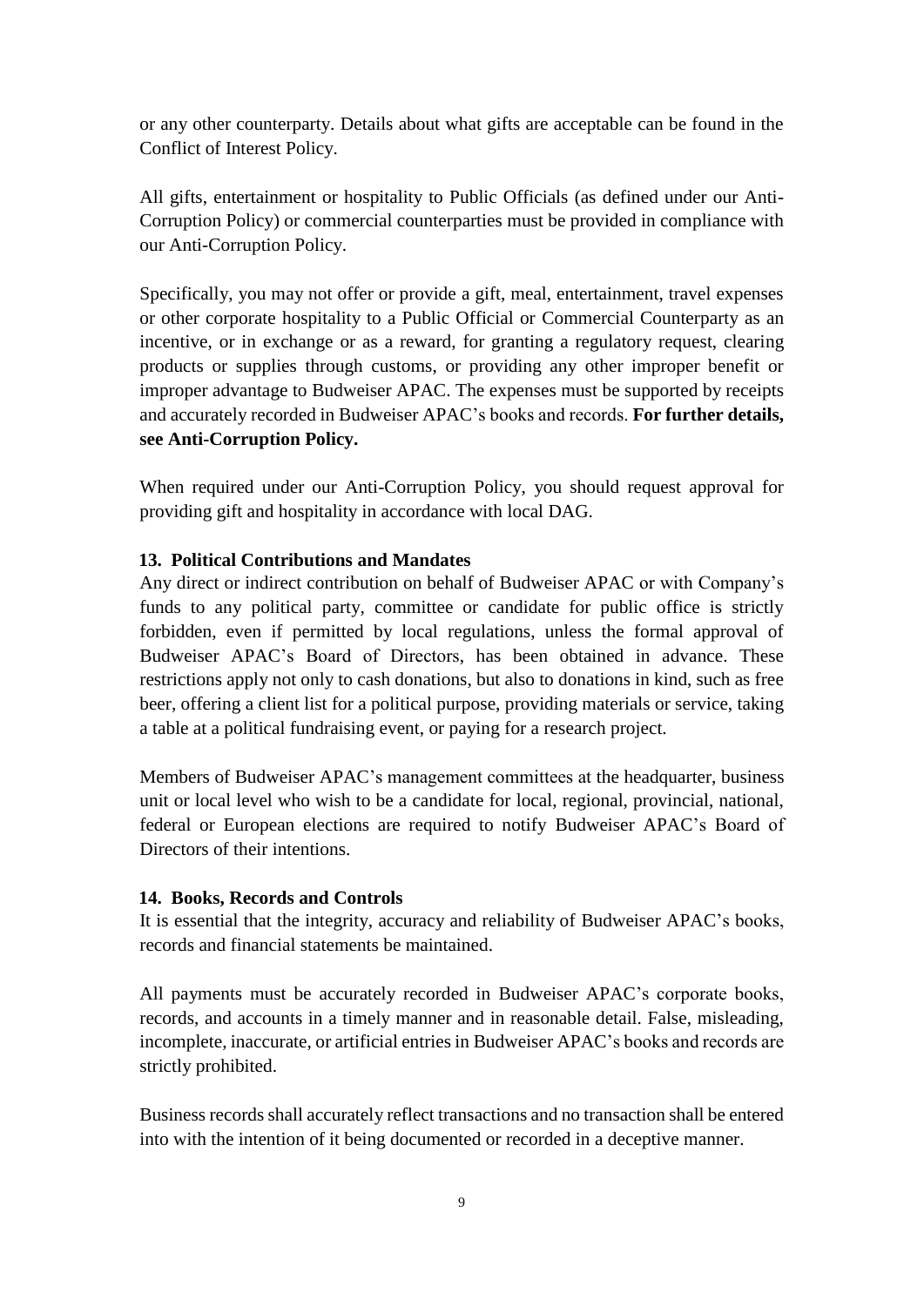or any other counterparty. Details about what gifts are acceptable can be found in the Conflict of Interest Policy.

All gifts, entertainment or hospitality to Public Officials (as defined under our Anti-Corruption Policy) or commercial counterparties must be provided in compliance with our Anti-Corruption Policy.

Specifically, you may not offer or provide a gift, meal, entertainment, travel expenses or other corporate hospitality to a Public Official or Commercial Counterparty as an incentive, or in exchange or as a reward, for granting a regulatory request, clearing products or supplies through customs, or providing any other improper benefit or improper advantage to Budweiser APAC. The expenses must be supported by receipts and accurately recorded in Budweiser APAC's books and records. **For further details, see Anti-Corruption Policy.**

When required under our Anti-Corruption Policy, you should request approval for providing gift and hospitality in accordance with local DAG.

### 13. Political Contributions and Mandates

Any direct or indirect contribution on behalf of Budweiser APAC or with Company's funds to any political party, committee or candidate for public office is strictly forbidden, even if permitted by local regulations, unless the formal approval of Budweiser APAC's Board of Directors, has been obtained in advance. These restrictions apply not only to cash donations, but also to donations in kind, such as free beer, offering a client list for a political purpose, providing materials or service, taking a table at a political fundraising event, or paying for a research project.

Members of Budweiser APAC's management committees at the headquarter, business unit or local level who wish to be a candidate for local, regional, provincial, national, federal or European elections are required to notify Budweiser APAC's Board of Directors of their intentions.

### 14. Books, Records and Controls

It is essential that the integrity, accuracy and reliability of Budweiser APAC's books, records and financial statements be maintained.

All payments must be accurately recorded in Budweiser APAC's corporate books, records, and accounts in a timely manner and in reasonable detail. False, misleading, incomplete, inaccurate, or artificial entries in Budweiser APAC's books and records are strictly prohibited.

Business records shall accurately reflect transactions and no transaction shall be entered into with the intention of it being documented or recorded in a deceptive manner.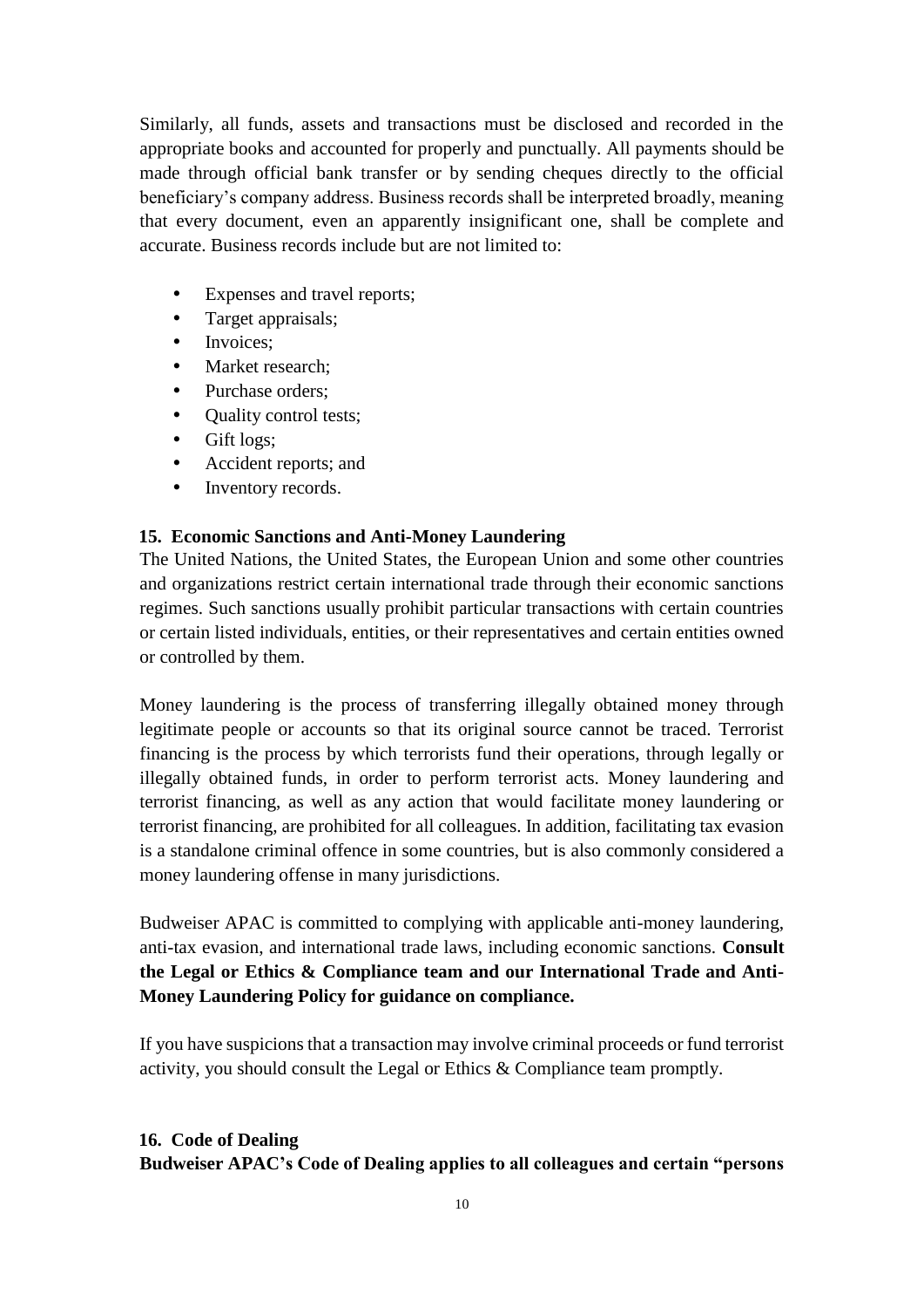Similarly, all funds, assets and transactions must be disclosed and recorded in the appropriate books and accounted for properly and punctually. All payments should be made through official bank transfer or by sending cheques directly to the official beneficiary's company address. Business records shall be interpreted broadly, meaning that every document, even an apparently insignificant one, shall be complete and accurate. Business records include but are not limited to:

- Expenses and travel reports;
- Target appraisals;
- Invoices;
- Market research;
- Purchase orders;
- Quality control tests;
- Gift logs;
- Accident reports; and
- Inventory records.

### 15. Economic Sanctions and Anti-Money Laundering

The United Nations, the United States, the European Union and some other countries and organizations restrict certain international trade through their economic sanctions regimes. Such sanctions usually prohibit particular transactions with certain countries or certain listed individuals, entities, or their representatives and certain entities owned or controlled by them.

Money laundering is the process of transferring illegally obtained money through legitimate people or accounts so that its original source cannot be traced. Terrorist financing is the process by which terrorists fund their operations, through legally or illegally obtained funds, in order to perform terrorist acts. Money laundering and terrorist financing, as well as any action that would facilitate money laundering or terrorist financing, are prohibited for all colleagues. In addition, facilitating tax evasion is a standalone criminal offence in some countries, but is also commonly considered a money laundering offense in many jurisdictions.

Budweiser APAC is committed to complying with applicable anti-money laundering, anti-tax evasion, and international trade laws, including economic sanctions. **Consult the Legal or Ethics & Compliance team and our International Trade and Anti-Money Laundering Policy for guidance on compliance.**

If you have suspicions that a transaction may involve criminal proceeds or fund terrorist activity, you should consult the Legal or Ethics & Compliance team promptly.

### 16. Code of Dealing

**Budweiser APAC's Code of Dealing applies to all colleagues and certain "persons**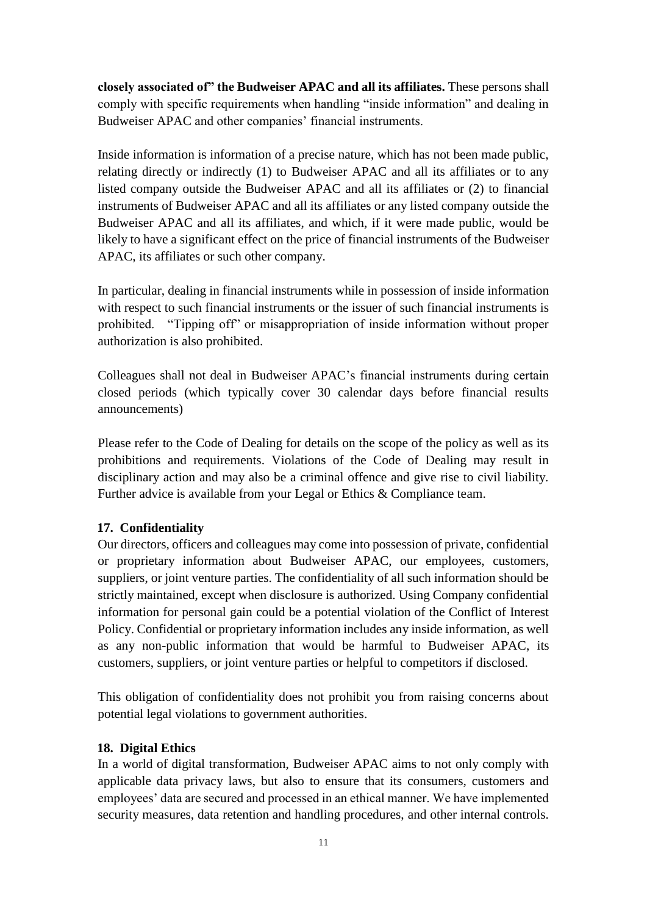**closely associated of" the Budweiser APAC and all its affiliates.** These persons shall comply with specific requirements when handling "inside information" and dealing in Budweiser APAC and other companies' financial instruments.

Inside information is information of a precise nature, which has not been made public, relating directly or indirectly (1) to Budweiser APAC and all its affiliates or to any listed company outside the Budweiser APAC and all its affiliates or (2) to financial instruments of Budweiser APAC and all its affiliates or any listed company outside the Budweiser APAC and all its affiliates, and which, if it were made public, would be likely to have a significant effect on the price of financial instruments of the Budweiser APAC, its affiliates or such other company.

In particular, dealing in financial instruments while in possession of inside information with respect to such financial instruments or the issuer of such financial instruments is prohibited. "Tipping off" or misappropriation of inside information without proper authorization is also prohibited.

Colleagues shall not deal in Budweiser APAC's financial instruments during certain closed periods (which typically cover 30 calendar days before financial results announcements)

Please refer to the Code of Dealing for details on the scope of the policy as well as its prohibitions and requirements. Violations of the Code of Dealing may result in disciplinary action and may also be a criminal offence and give rise to civil liability. Further advice is available from your Legal or Ethics & Compliance team.

### 17. Confidentiality

Our directors, officers and colleagues may come into possession of private, confidential or proprietary information about Budweiser APAC, our employees, customers, suppliers, or joint venture parties. The confidentiality of all such information should be strictly maintained, except when disclosure is authorized. Using Company confidential information for personal gain could be a potential violation of the Conflict of Interest Policy. Confidential or proprietary information includes any inside information, as well as any non-public information that would be harmful to Budweiser APAC, its customers, suppliers, or joint venture parties or helpful to competitors if disclosed.

This obligation of confidentiality does not prohibit you from raising concerns about potential legal violations to government authorities.

### 18. Digital Ethics

In a world of digital transformation, Budweiser APAC aims to not only comply with applicable data privacy laws, but also to ensure that its consumers, customers and employees' data are secured and processed in an ethical manner. We have implemented security measures, data retention and handling procedures, and other internal controls.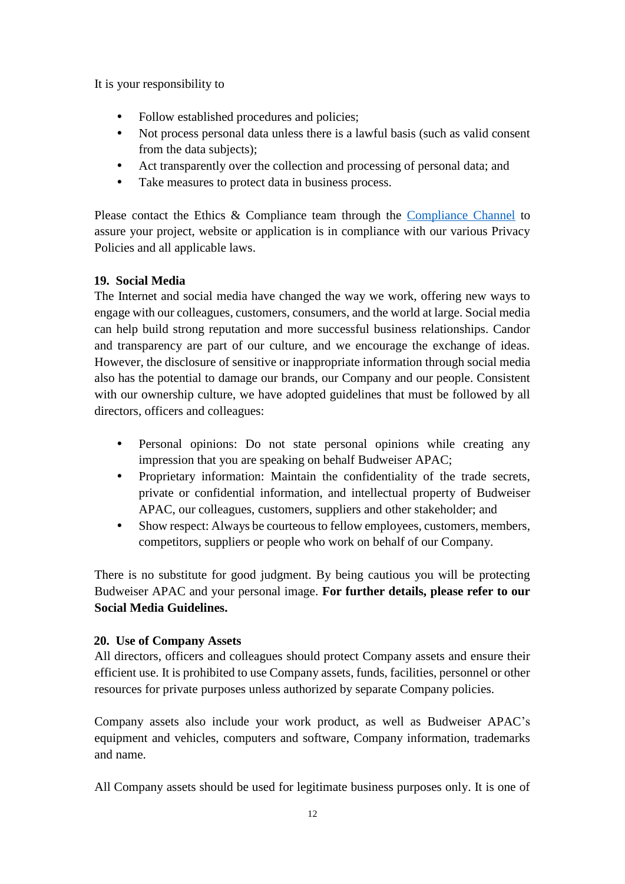It is your responsibility to

- Follow established procedures and policies;
- Not process personal data unless there is a lawful basis (such as valid consent from the data subjects);
- Act transparently over the collection and processing of personal data; and
- Take measures to protect data in business process.

Please contact the Ethics & Compliance team through the Compliance Channel to assure your project, website or application is in compliance with our various Privacy Policies and all applicable laws.

### 19. Social Media

The Internet and social media have changed the way we work, offering new ways to engage with our colleagues, customers, consumers, and the world at large. Social media can help build strong reputation and more successful business relationships. Candor and transparency are part of our culture, and we encourage the exchange of ideas. However, the disclosure of sensitive or inappropriate information through social media also has the potential to damage our brands, our Company and our people. Consistent with our ownership culture, we have adopted guidelines that must be followed by all directors, officers and colleagues:

- Personal opinions: Do not state personal opinions while creating any impression that you are speaking on behalf Budweiser APAC;
- Proprietary information: Maintain the confidentiality of the trade secrets, private or confidential information, and intellectual property of Budweiser APAC, our colleagues, customers, suppliers and other stakeholder; and
- Show respect: Always be courteous to fellow employees, customers, members, competitors, suppliers or people who work on behalf of our Company.

There is no substitute for good judgment. By being cautious you will be protecting Budweiser APAC and your personal image. **For further details, please refer to our Social Media Guidelines.**

### 20. Use of Company Assets

All directors, officers and colleagues should protect Company assets and ensure their efficient use. It is prohibited to use Company assets, funds, facilities, personnel or other resources for private purposes unless authorized by separate Company policies.

Company assets also include your work product, as well as Budweiser APAC's equipment and vehicles, computers and software, Company information, trademarks and name.

All Company assets should be used for legitimate business purposes only. It is one of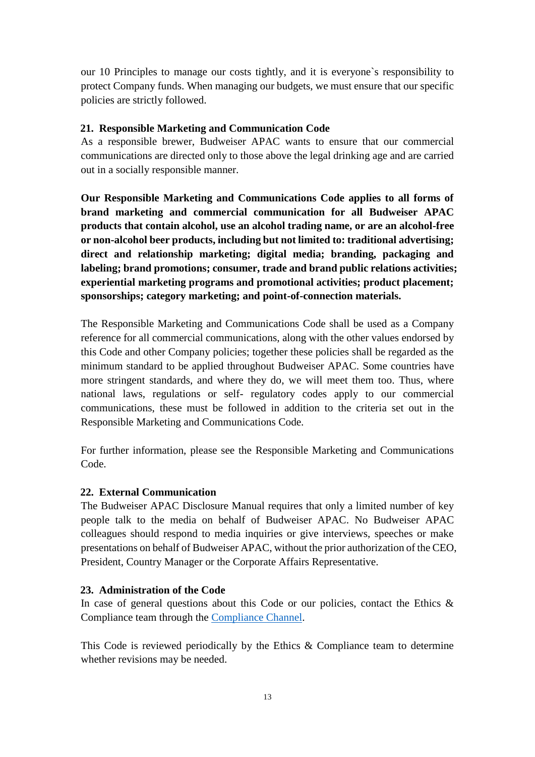our 10 Principles to manage our costs tightly, and it is everyone`s responsibility to protect Company funds. When managing our budgets, we must ensure that our specific policies are strictly followed.

## 21. Responsible Marketing and Communication Code

As a responsible brewer, Budweiser APAC wants to ensure that our commercial communications are directed only to those above the legal drinking age and are carried out in a socially responsible manner.

**Our Responsible Marketing and Communications Code applies to all forms of brand marketing and commercial communication for all Budweiser APAC products that contain alcohol, use an alcohol trading name, or are an alcohol-free or non-alcohol beer products, including but not limited to: traditional advertising; direct and relationship marketing; digital media; branding, packaging and labeling; brand promotions; consumer, trade and brand public relations activities; experiential marketing programs and promotional activities; product placement; sponsorships; category marketing; and point-of-connection materials.**

The Responsible Marketing and Communications Code shall be used as a Company reference for all commercial communications, along with the other values endorsed by this Code and other Company policies; together these policies shall be regarded as the minimum standard to be applied throughout Budweiser APAC. Some countries have more stringent standards, and where they do, we will meet them too. Thus, where national laws, regulations or self- regulatory codes apply to our commercial communications, these must be followed in addition to the criteria set out in the Responsible Marketing and Communications Code.

For further information, please see the Responsible Marketing and Communications Code.

## 22. External Communication

The Budweiser APAC Disclosure Manual requires that only a limited number of key people talk to the media on behalf of Budweiser APAC. No Budweiser APAC colleagues should respond to media inquiries or give interviews, speeches or make presentations on behalf of Budweiser APAC, without the prior authorization of the CEO, President, Country Manager or the Corporate Affairs Representative.

## 23. Administration of the Code

In case of general questions about this Code or our policies, contact the Ethics & Compliance team through the Compliance Channel.

This Code is reviewed periodically by the Ethics & Compliance team to determine whether revisions may be needed.